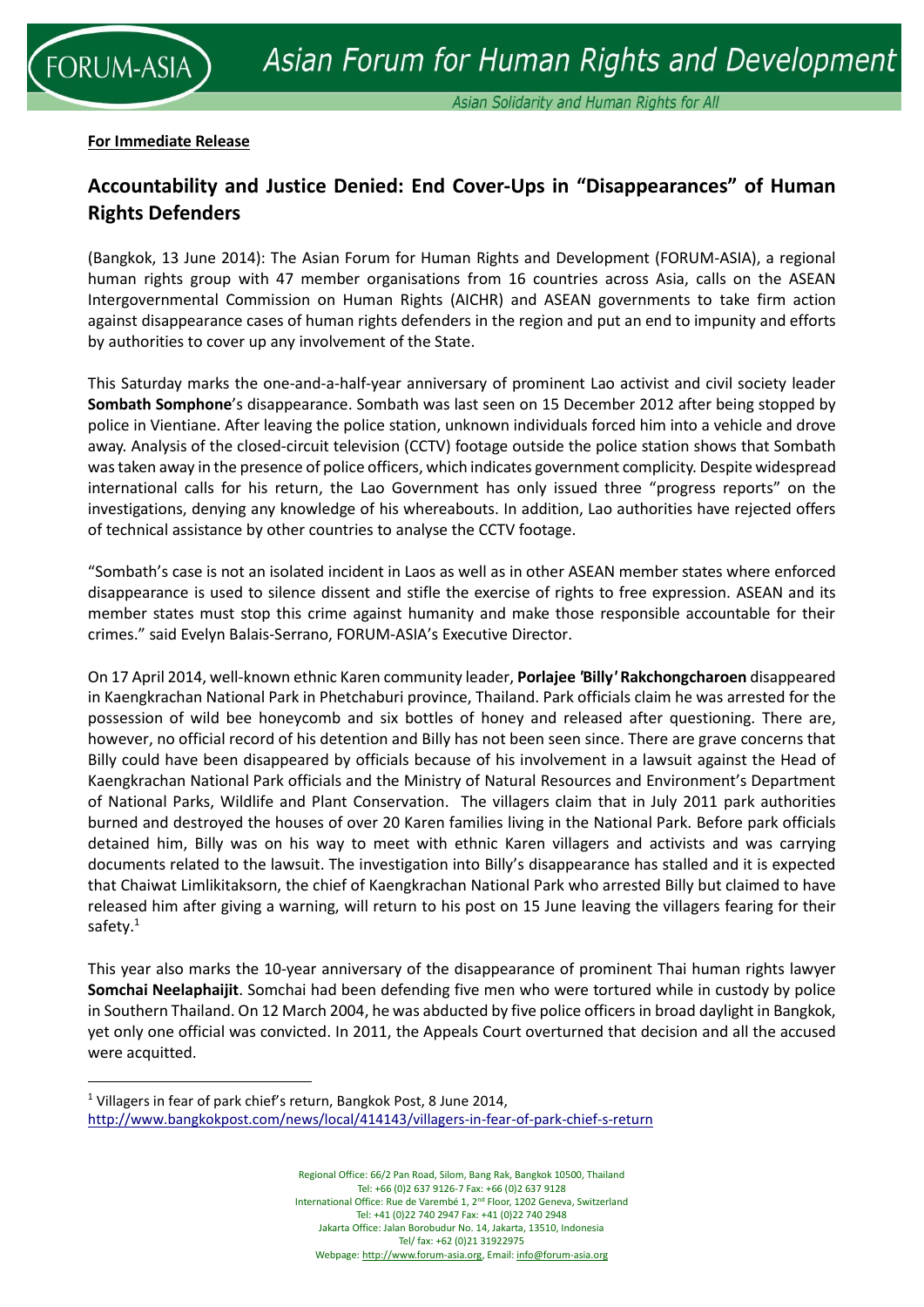**For Immediate Release**

# Accountability and Justice Denied: End Cover-Ups in "Disappearances" of Human Rights Defenders

(Bangkok, 13 June 2014): The Asian Forum for Human Rights and Development (FORUM-ASIA), a regional human rights group with 47 member organisations from 16 countries across Asia, calls on the ASEAN Intergovernmental Commission on Human Rights (AICHR) and ASEAN governments to take firm action against disappearance cases of human rights defenders in the region and put an end to impunity and efforts by authorities to cover up any involvement of the State.

This Saturday marks the one-and-a-half-year anniversary of prominent Lao activist and civil society leader **Sombath Somphone**'s disappearance. Sombath was last seen on 15 December 2012 after being stopped by police in Vientiane. After leaving the police station, unknown individuals forced him into a vehicle and drove away. Analysis of the closed-circuit television (CCTV) footage outside the police station shows that Sombath was taken away in the presence of police officers, which indicates government complicity. Despite widespread international calls for his return, the Lao Government has only issued three "progress reports" on the investigations, denying any knowledge of his whereabouts. In addition, Lao authorities have rejected offers of technical assistance by other countries to analyse the CCTV footage.

"Sombath's case is not an isolated incident in Laos as well as in other ASEAN member states where enforced disappearance is used to silence dissent and stifle the exercise of rights to free expression. ASEAN and its member states must stop this crime against humanity and make those responsible accountable for their crimes." said Evelyn Balais-Serrano, FORUM-ASIA's Executive Director.

On 17 April 2014, well-known ethnic Karen community leader, **Porlajee 'Billy' Rakchongcharoen** disappeared in Kaengkrachan National Park in Phetchaburi province, Thailand. Park officials claim he was arrested for the possession of wild bee honeycomb and six bottles of honey and released after questioning. There are, however, no official record of his detention and Billy has not been seen since. There are grave concerns that Billy could have been disappeared by officials because of his involvement in a lawsuit against the Head of Kaengkrachan National Park officials and the Ministry of Natural Resources and Environment's Department of National Parks, Wildlife and Plant Conservation. The villagers claim that in July 2011 park authorities burned and destroyed the houses of over 20 Karen families living in the National Park. Before park officials detained him, Billy was on his way to meet with ethnic Karen villagers and activists and was carrying documents related to the lawsuit. The investigation into Billy's disappearance has stalled and it is expected that Chaiwat Limlikitaksorn, the chief of Kaengkrachan National Park who arrested Billy but claimed to have released him after giving a warning, will return to his post on 15 June leaving the villagers fearing for their safety.[1]

This year also marks the 10-year anniversary of the disappearance of prominent Thai human rights lawyer **Somchai Neelaphaijit**. Somchai had been defending five men who were tortured while in custody by police in Southern Thailand. On 12 March 2004, he was abducted by five police officers in broad daylight in Bangkok, yet only one official was convicted. In 2011, the Appeals Court overturned that decision and all the accused were acquitted.

---

[1] Villagers in fear of park chief's return, Bangkok Post, 8 June 2014, http://www.bangkokpost.com/news/local/414143/villagers-in-fear-of-park-chief-s-return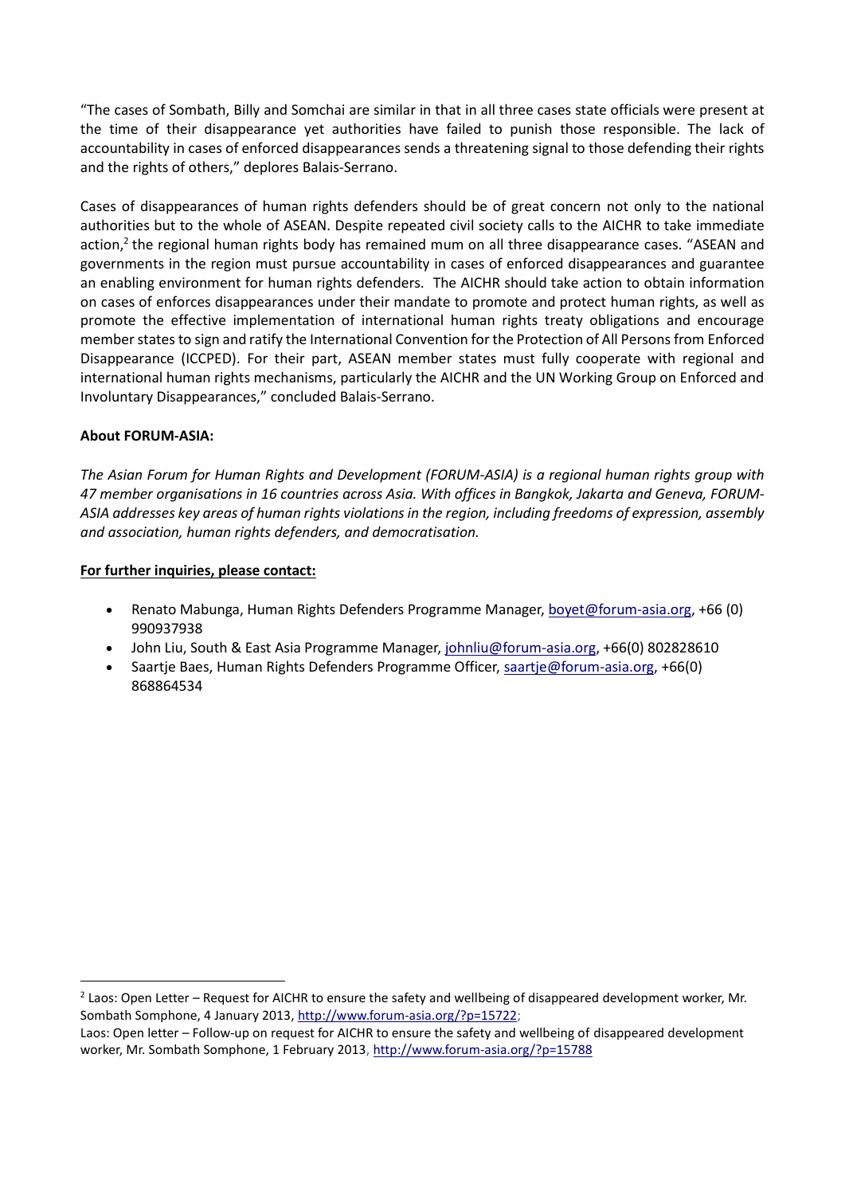"The cases of Sombath, Billy and Somchai are similar in that in all three cases state officials were present at the time of their disappearance yet authorities have failed to punish those responsible. The lack of accountability in cases of enforced disappearances sends a threatening signal to those defending their rights and the rights of others," deplores Balais-Serrano.

Cases of disappearances of human rights defenders should be of great concern not only to the national authorities but to the whole of ASEAN. Despite repeated civil society calls to the AICHR to take immediate action,[2] the regional human rights body has remained mum on all three disappearance cases. "ASEAN and governments in the region must pursue accountability in cases of enforced disappearances and guarantee an enabling environment for human rights defenders. The AICHR should take action to obtain information on cases of enforces disappearances under their mandate to promote and protect human rights, as well as promote the effective implementation of international human rights treaty obligations and encourage member states to sign and ratify the International Convention for the Protection of All Persons from Enforced Disappearance (ICCPED). For their part, ASEAN member states must fully cooperate with regional and international human rights mechanisms, particularly the AICHR and the UN Working Group on Enforced and Involuntary Disappearances," concluded Balais-Serrano.

**About FORUM-ASIA:**

*The Asian Forum for Human Rights and Development (FORUM-ASIA) is a regional human rights group with 47 member organisations in 16 countries across Asia. With offices in Bangkok, Jakarta and Geneva, FORUM-ASIA addresses key areas of human rights violations in the region, including freedoms of expression, assembly and association, human rights defenders, and democratisation.*

**For further inquiries, please contact:**

- Renato Mabunga, Human Rights Defenders Programme Manager, boyet@forum-asia.org, +66 (0) 990937938
- John Liu, South & East Asia Programme Manager, johnliu@forum-asia.org, +66(0) 802828610
- Saartje Baes, Human Rights Defenders Programme Officer, saartje@forum-asia.org, +66(0) 868864534

[2] Laos: Open Letter – Request for AICHR to ensure the safety and wellbeing of disappeared development worker, Mr. Sombath Somphone, 4 January 2013, http://www.forum-asia.org/?p=15722;
Laos: Open letter – Follow-up on request for AICHR to ensure the safety and wellbeing of disappeared development worker, Mr. Sombath Somphone, 1 February 2013, http://www.forum-asia.org/?p=15788